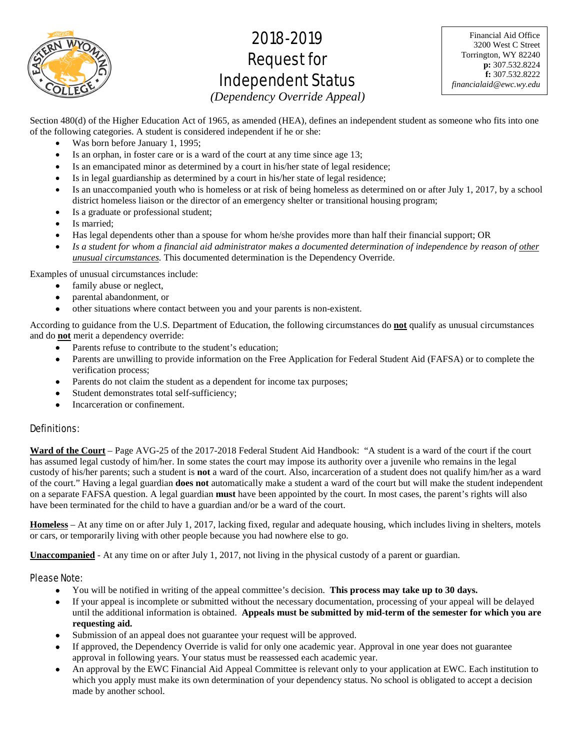# 2018-2019 Request for Independent Status

*(Dependency Override Appeal)*

Financial Aid Office
3200 West C Street
Torrington, WY 82240
**p:** 307.532.8224
**f:** 307.532.8222
*financialaid@ewc.wy.edu*

Section 480(d) of the Higher Education Act of 1965, as amended (HEA), defines an independent student as someone who fits into one of the following categories. A student is considered independent if he or she:

- Was born before January 1, 1995;
- Is an orphan, in foster care or is a ward of the court at any time since age 13;
- Is an emancipated minor as determined by a court in his/her state of legal residence;
- Is in legal guardianship as determined by a court in his/her state of legal residence;
- Is an unaccompanied youth who is homeless or at risk of being homeless as determined on or after July 1, 2017, by a school district homeless liaison or the director of an emergency shelter or transitional housing program;
- Is a graduate or professional student;
- Is married;
- Has legal dependents other than a spouse for whom he/she provides more than half their financial support; OR
- *Is a student for whom a financial aid administrator makes a documented determination of independence by reason of other unusual circumstances.* This documented determination is the Dependency Override.

Examples of unusual circumstances include:

- family abuse or neglect,
- parental abandonment, or
- other situations where contact between you and your parents is non-existent.

According to guidance from the U.S. Department of Education, the following circumstances do **not** qualify as unusual circumstances and do **not** merit a dependency override:

- Parents refuse to contribute to the student's education;
- Parents are unwilling to provide information on the Free Application for Federal Student Aid (FAFSA) or to complete the verification process;
- Parents do not claim the student as a dependent for income tax purposes;
- Student demonstrates total self-sufficiency;
- Incarceration or confinement.

## Definitions:

**Ward of the Court** – Page AVG-25 of the 2017-2018 Federal Student Aid Handbook: "A student is a ward of the court if the court has assumed legal custody of him/her. In some states the court may impose its authority over a juvenile who remains in the legal custody of his/her parents; such a student is **not** a ward of the court. Also, incarceration of a student does not qualify him/her as a ward of the court." Having a legal guardian **does not** automatically make a student a ward of the court but will make the student independent on a separate FAFSA question. A legal guardian **must** have been appointed by the court. In most cases, the parent's rights will also have been terminated for the child to have a guardian and/or be a ward of the court.

**Homeless** – At any time on or after July 1, 2017, lacking fixed, regular and adequate housing, which includes living in shelters, motels or cars, or temporarily living with other people because you had nowhere else to go.

**Unaccompanied** - At any time on or after July 1, 2017, not living in the physical custody of a parent or guardian.

## Please Note:

- You will be notified in writing of the appeal committee's decision. **This process may take up to 30 days.**
- If your appeal is incomplete or submitted without the necessary documentation, processing of your appeal will be delayed until the additional information is obtained. **Appeals must be submitted by mid-term of the semester for which you are requesting aid.**
- Submission of an appeal does not guarantee your request will be approved.
- If approved, the Dependency Override is valid for only one academic year. Approval in one year does not guarantee approval in following years. Your status must be reassessed each academic year.
- An approval by the EWC Financial Aid Appeal Committee is relevant only to your application at EWC. Each institution to which you apply must make its own determination of your dependency status. No school is obligated to accept a decision made by another school.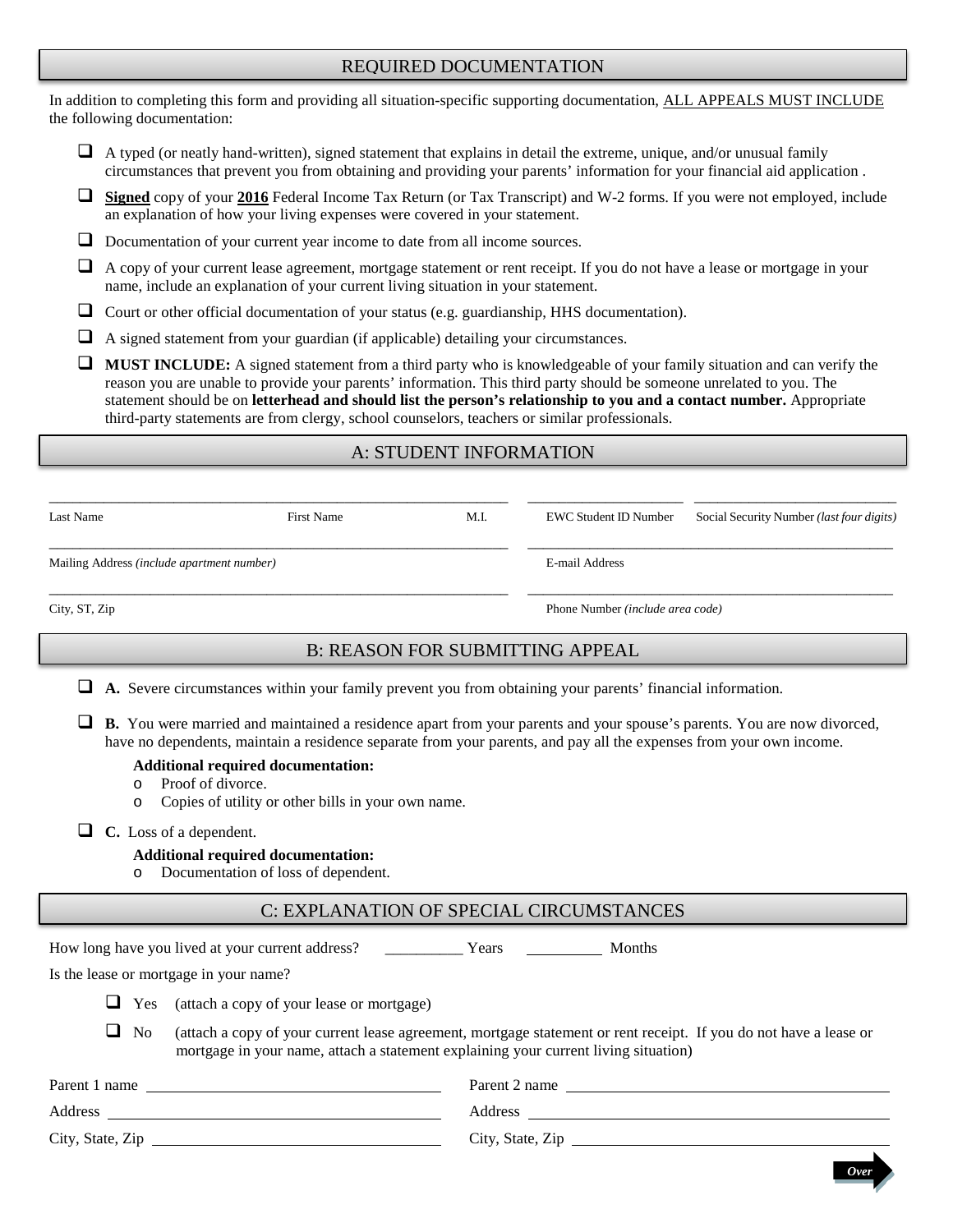## REQUIRED DOCUMENTATION

In addition to completing this form and providing all situation-specific supporting documentation, ALL APPEALS MUST INCLUDE the following documentation:

- ☐ A typed (or neatly hand-written), signed statement that explains in detail the extreme, unique, and/or unusual family circumstances that prevent you from obtaining and providing your parents' information for your financial aid application .
- ☐ **Signed** copy of your **2016** Federal Income Tax Return (or Tax Transcript) and W-2 forms. If you were not employed, include an explanation of how your living expenses were covered in your statement.
- ☐ Documentation of your current year income to date from all income sources.
- ☐ A copy of your current lease agreement, mortgage statement or rent receipt. If you do not have a lease or mortgage in your name, include an explanation of your current living situation in your statement.
- ☐ Court or other official documentation of your status (e.g. guardianship, HHS documentation).
- ☐ A signed statement from your guardian (if applicable) detailing your circumstances.
- ☐ **MUST INCLUDE:** A signed statement from a third party who is knowledgeable of your family situation and can verify the reason you are unable to provide your parents' information. This third party should be someone unrelated to you. The statement should be on **letterhead and should list the person's relationship to you and a contact number.** Appropriate third-party statements are from clergy, school counselors, teachers or similar professionals.

## A: STUDENT INFORMATION

Last Name ________ First Name ________ M.I. ____ EWC Student ID Number ________ Social Security Number *(last four digits)* ________

Mailing Address *(include apartment number)* ________________ E-mail Address ________________

City, ST, Zip ________________ Phone Number *(include area code)* ________________

## B: REASON FOR SUBMITTING APPEAL

- ☐ **A.** Severe circumstances within your family prevent you from obtaining your parents' financial information.
- ☐ **B.** You were married and maintained a residence apart from your parents and your spouse's parents. You are now divorced, have no dependents, maintain a residence separate from your parents, and pay all the expenses from your own income.

  **Additional required documentation:**
  - Proof of divorce.
  - Copies of utility or other bills in your own name.
- ☐ **C.** Loss of a dependent.

  **Additional required documentation:**
  - Documentation of loss of dependent.

## C: EXPLANATION OF SPECIAL CIRCUMSTANCES

How long have you lived at your current address? __________ Years __________ Months

Is the lease or mortgage in your name?

- ☐ Yes (attach a copy of your lease or mortgage)
- ☐ No (attach a copy of your current lease agreement, mortgage statement or rent receipt. If you do not have a lease or mortgage in your name, attach a statement explaining your current living situation)

Parent 1 name ________________ Parent 2 name ________________

Address ________________ Address ________________

City, State, Zip ________________ City, State, Zip ________________

Over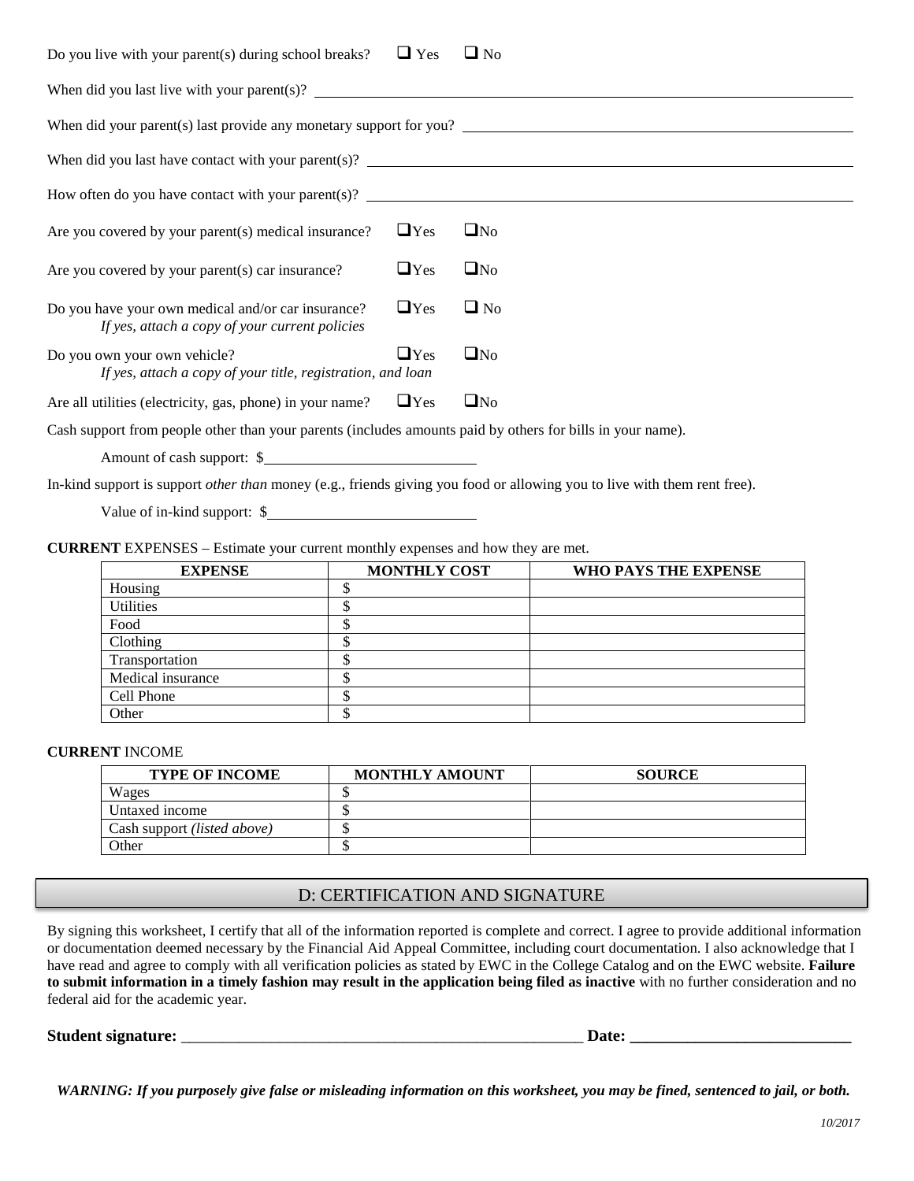Do you live with your parent(s) during school breaks? ❑ Yes ❑ No

When did you last live with your parent(s)? ______________________________

When did your parent(s) last provide any monetary support for you? ______________________________

When did you last have contact with your parent(s)? ______________________________

How often do you have contact with your parent(s)? ______________________________

Are you covered by your parent(s) medical insurance? ❑Yes ❑No

Are you covered by your parent(s) car insurance? ❑Yes ❑No

Do you have your own medical and/or car insurance? ❑Yes ❑ No
*If yes, attach a copy of your current policies*

Do you own your own vehicle? ❑Yes ❑No
*If yes, attach a copy of your title, registration, and loan*

Are all utilities (electricity, gas, phone) in your name? ❑Yes ❑No

Cash support from people other than your parents (includes amounts paid by others for bills in your name).

Amount of cash support: $______________________________

In-kind support is support *other than* money (e.g., friends giving you food or allowing you to live with them rent free).

Value of in-kind support: $______________________________

**CURRENT** EXPENSES – Estimate your current monthly expenses and how they are met.

| EXPENSE | MONTHLY COST | WHO PAYS THE EXPENSE |
|---|---|---|
| Housing | $ | |
| Utilities | $ | |
| Food | $ | |
| Clothing | $ | |
| Transportation | $ | |
| Medical insurance | $ | |
| Cell Phone | $ | |
| Other | $ | |

**CURRENT** INCOME

| TYPE OF INCOME | MONTHLY AMOUNT | SOURCE |
|---|---|---|
| Wages | $ | |
| Untaxed income | $ | |
| Cash support *(listed above)* | $ | |
| Other | $ | |

## D: CERTIFICATION AND SIGNATURE

By signing this worksheet, I certify that all of the information reported is complete and correct. I agree to provide additional information or documentation deemed necessary by the Financial Aid Appeal Committee, including court documentation. I also acknowledge that I have read and agree to comply with all verification policies as stated by EWC in the College Catalog and on the EWC website. **Failure to submit information in a timely fashion may result in the application being filed as inactive** with no further consideration and no federal aid for the academic year.

**Student signature:** ______________________________ **Date:** ______________________________

***WARNING: If you purposely give false or misleading information on this worksheet, you may be fined, sentenced to jail, or both.***

*10/2017*